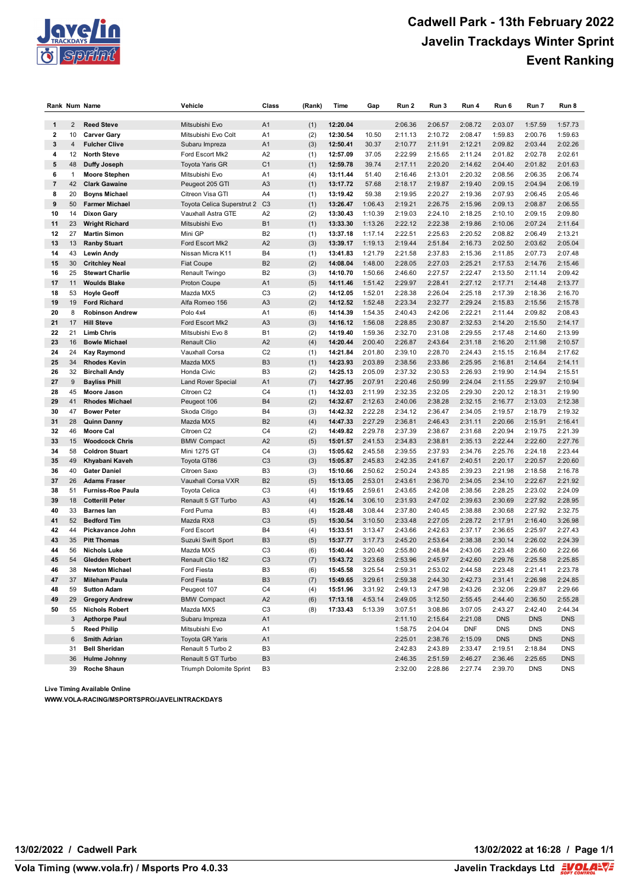# Cadwell Park - 13th February 2022
# Javelin Trackdays Winter Sprint
# Event Ranking

| Rank | Num | Name | Vehicle | Class | (Rank) | Time | Gap | Run 2 | Run 3 | Run 4 | Run 6 | Run 7 | Run 8 |
|---|---|---|---|---|---|---|---|---|---|---|---|---|---|
| 1 | 2 | **Reed Steve** | Mitsubishi Evo | A1 | (1) | **12:20.04** | | 2:06.36 | 2:06.57 | 2:08.72 | 2:03.07 | 1:57.59 | 1:57.73 |
| 2 | 10 | **Carver Gary** | Mitsubishi Evo Colt | A1 | (2) | **12:30.54** | 10.50 | 2:11.13 | 2:10.72 | 2:08.47 | 1:59.83 | 2:00.76 | 1:59.63 |
| 3 | 4 | **Fulcher Clive** | Subaru Impreza | A1 | (3) | **12:50.41** | 30.37 | 2:10.77 | 2:11.91 | 2:12.21 | 2:09.82 | 2:03.44 | 2:02.26 |
| 4 | 12 | **North Steve** | Ford Escort Mk2 | A2 | (1) | **12:57.09** | 37.05 | 2:22.99 | 2:15.65 | 2:11.24 | 2:01.82 | 2:02.78 | 2:02.61 |
| 5 | 48 | **Duffy Joseph** | Toyota Yaris GR | C1 | (1) | **12:59.78** | 39.74 | 2:17.11 | 2:20.20 | 2:14.62 | 2:04.40 | 2:01.82 | 2:01.63 |
| 6 | 1 | **Moore Stephen** | Mitsubishi Evo | A1 | (4) | **13:11.44** | 51.40 | 2:16.46 | 2:13.01 | 2:20.32 | 2:08.56 | 2:06.35 | 2:06.74 |
| 7 | 42 | **Clark Gawaine** | Peugeot 205 GTI | A3 | (1) | **13:17.72** | 57.68 | 2:18.17 | 2:19.87 | 2:19.40 | 2:09.15 | 2:04.94 | 2:06.19 |
| 8 | 20 | **Boyns Michael** | Citreon Visa GTI | A4 | (1) | **13:19.42** | 59.38 | 2:19.95 | 2:20.27 | 2:19.36 | 2:07.93 | 2:06.45 | 2:05.46 |
| 9 | 50 | **Farmer Michael** | Toyota Celica Superstrut 2 | C3 | (1) | **13:26.47** | 1:06.43 | 2:19.21 | 2:26.75 | 2:15.96 | 2:09.13 | 2:08.87 | 2:06.55 |
| 10 | 14 | **Dixon Gary** | Vauxhall Astra GTE | A2 | (2) | **13:30.43** | 1:10.39 | 2:19.03 | 2:24.10 | 2:18.25 | 2:10.10 | 2:09.15 | 2:09.80 |
| 11 | 23 | **Wright Richard** | Mitsubishi Evo | B1 | (1) | **13:33.30** | 1:13.26 | 2:22.12 | 2:22.38 | 2:19.86 | 2:10.06 | 2:07.24 | 2:11.64 |
| 12 | 27 | **Martin Simon** | Mini GP | B2 | (1) | **13:37.18** | 1:17.14 | 2:22.51 | 2:25.63 | 2:20.52 | 2:08.82 | 2:06.49 | 2:13.21 |
| 13 | 13 | **Ranby Stuart** | Ford Escort Mk2 | A2 | (3) | **13:39.17** | 1:19.13 | 2:19.44 | 2:51.84 | 2:16.73 | 2:02.50 | 2:03.62 | 2:05.04 |
| 14 | 43 | **Lewin Andy** | Nissan Micra K11 | B4 | (1) | **13:41.83** | 1:21.79 | 2:21.58 | 2:37.83 | 2:15.36 | 2:11.85 | 2:07.73 | 2:07.48 |
| 15 | 30 | **Critchley Neal** | Fiat Coupe | B2 | (2) | **14:08.04** | 1:48.00 | 2:28.05 | 2:27.03 | 2:25.21 | 2:17.53 | 2:14.76 | 2:15.46 |
| 16 | 25 | **Stewart Charlie** | Renault Twingo | B2 | (3) | **14:10.70** | 1:50.66 | 2:46.60 | 2:27.57 | 2:22.47 | 2:13.50 | 2:11.14 | 2:09.42 |
| 17 | 11 | **Woulds Blake** | Proton Coupe | A1 | (5) | **14:11.46** | 1:51.42 | 2:29.97 | 2:28.41 | 2:27.12 | 2:17.71 | 2:14.48 | 2:13.77 |
| 18 | 53 | **Hoyle Geoff** | Mazda MX5 | C3 | (2) | **14:12.05** | 1:52.01 | 2:28.38 | 2:26.04 | 2:25.18 | 2:17.39 | 2:18.36 | 2:16.70 |
| 19 | 19 | **Ford Richard** | Alfa Romeo 156 | A3 | (2) | **14:12.52** | 1:52.48 | 2:23.34 | 2:32.77 | 2:29.24 | 2:15.83 | 2:15.56 | 2:15.78 |
| 20 | 8 | **Robinson Andrew** | Polo 4x4 | A1 | (6) | **14:14.39** | 1:54.35 | 2:40.43 | 2:42.06 | 2:22.21 | 2:11.44 | 2:09.82 | 2:08.43 |
| 21 | 17 | **Hill Steve** | Ford Escort Mk2 | A3 | (3) | **14:16.12** | 1:56.08 | 2:28.85 | 2:30.87 | 2:32.53 | 2:14.20 | 2:15.50 | 2:14.17 |
| 22 | 21 | **Limb Chris** | Mitsubishi Evo 8 | B1 | (2) | **14:19.40** | 1:59.36 | 2:32.70 | 2:31.08 | 2:29.55 | 2:17.48 | 2:14.60 | 2:13.99 |
| 23 | 16 | **Bowle Michael** | Renault Clio | A2 | (4) | **14:20.44** | 2:00.40 | 2:26.87 | 2:43.64 | 2:31.18 | 2:16.20 | 2:11.98 | 2:10.57 |
| 24 | 24 | **Kay Raymond** | Vauxhall Corsa | C2 | (1) | **14:21.84** | 2:01.80 | 2:39.10 | 2:28.70 | 2:24.43 | 2:15.15 | 2:16.84 | 2:17.62 |
| 25 | 34 | **Rhodes Kevin** | Mazda MX5 | B3 | (1) | **14:23.93** | 2:03.89 | 2:38.56 | 2:33.86 | 2:25.95 | 2:16.81 | 2:14.64 | 2:14.11 |
| 26 | 32 | **Birchall Andy** | Honda Civic | B3 | (2) | **14:25.13** | 2:05.09 | 2:37.32 | 2:30.53 | 2:26.93 | 2:19.90 | 2:14.94 | 2:15.51 |
| 27 | 9 | **Bayliss Phill** | Land Rover Special | A1 | (7) | **14:27.95** | 2:07.91 | 2:20.46 | 2:50.99 | 2:24.04 | 2:11.55 | 2:29.97 | 2:10.94 |
| 28 | 45 | **Moore Jason** | Citroen C2 | C4 | (1) | **14:32.03** | 2:11.99 | 2:32.35 | 2:32.05 | 2:29.30 | 2:20.12 | 2:18.31 | 2:19.90 |
| 29 | 41 | **Rhodes Michael** | Peugeot 106 | B4 | (2) | **14:32.67** | 2:12.63 | 2:40.06 | 2:38.28 | 2:32.15 | 2:16.77 | 2:13.03 | 2:12.38 |
| 30 | 47 | **Bower Peter** | Skoda Citigo | B4 | (3) | **14:42.32** | 2:22.28 | 2:34.12 | 2:36.47 | 2:34.05 | 2:19.57 | 2:18.79 | 2:19.32 |
| 31 | 28 | **Quinn Danny** | Mazda MX5 | B2 | (4) | **14:47.33** | 2:27.29 | 2:36.81 | 2:46.43 | 2:31.11 | 2:20.66 | 2:15.91 | 2:16.41 |
| 32 | 46 | **Moore Cal** | Citroen C2 | C4 | (2) | **14:49.82** | 2:29.78 | 2:37.39 | 2:38.67 | 2:31.68 | 2:20.94 | 2:19.75 | 2:21.39 |
| 33 | 15 | **Woodcock Chris** | BMW Compact | A2 | (5) | **15:01.57** | 2:41.53 | 2:34.83 | 2:38.81 | 2:35.13 | 2:22.44 | 2:22.60 | 2:27.76 |
| 34 | 58 | **Coldron Stuart** | Mini 1275 GT | C4 | (3) | **15:05.62** | 2:45.58 | 2:39.55 | 2:37.93 | 2:34.76 | 2:25.76 | 2:24.18 | 2:23.44 |
| 35 | 49 | **Khyabani Kaveh** | Toyota GT86 | C3 | (3) | **15:05.87** | 2:45.83 | 2:42.35 | 2:41.67 | 2:40.51 | 2:20.17 | 2:20.57 | 2:20.60 |
| 36 | 40 | **Gater Daniel** | Citroen Saxo | B3 | (3) | **15:10.66** | 2:50.62 | 2:50.24 | 2:43.85 | 2:39.23 | 2:21.98 | 2:18.58 | 2:16.78 |
| 37 | 26 | **Adams Fraser** | Vauxhall Corsa VXR | B2 | (5) | **15:13.05** | 2:53.01 | 2:43.61 | 2:36.70 | 2:34.05 | 2:34.10 | 2:22.67 | 2:21.92 |
| 38 | 51 | **Furniss-Roe Paula** | Toyota Celica | C3 | (4) | **15:19.65** | 2:59.61 | 2:43.65 | 2:42.08 | 2:38.56 | 2:28.25 | 2:23.02 | 2:24.09 |
| 39 | 18 | **Cotterill Peter** | Renault 5 GT Turbo | A3 | (4) | **15:26.14** | 3:06.10 | 2:31.93 | 2:47.02 | 2:39.63 | 2:30.69 | 2:27.92 | 2:28.95 |
| 40 | 33 | **Barnes Ian** | Ford Puma | B3 | (4) | **15:28.48** | 3:08.44 | 2:37.80 | 2:40.45 | 2:38.88 | 2:30.68 | 2:27.92 | 2:32.75 |
| 41 | 52 | **Bedford Tim** | Mazda RX8 | C3 | (5) | **15:30.54** | 3:10.50 | 2:33.48 | 2:27.05 | 2:28.72 | 2:17.91 | 2:16.40 | 3:26.98 |
| 42 | 44 | **Pickavance John** | Ford Escort | B4 | (4) | **15:33.51** | 3:13.47 | 2:43.66 | 2:42.63 | 2:37.17 | 2:36.65 | 2:25.97 | 2:27.43 |
| 43 | 35 | **Pitt Thomas** | Suzuki Swift Sport | B3 | (5) | **15:37.77** | 3:17.73 | 2:45.20 | 2:53.64 | 2:38.38 | 2:30.14 | 2:26.02 | 2:24.39 |
| 44 | 56 | **Nichols Luke** | Mazda MX5 | C3 | (6) | **15:40.44** | 3:20.40 | 2:55.80 | 2:48.84 | 2:43.06 | 2:23.48 | 2:26.60 | 2:22.66 |
| 45 | 54 | **Gledden Robert** | Renault Clio 182 | C3 | (7) | **15:43.72** | 3:23.68 | 2:53.96 | 2:45.97 | 2:42.60 | 2:29.76 | 2:25.58 | 2:25.85 |
| 46 | 38 | **Newton Michael** | Ford Fiesta | B3 | (6) | **15:45.58** | 3:25.54 | 2:59.31 | 2:53.02 | 2:44.58 | 2:23.48 | 2:21.41 | 2:23.78 |
| 47 | 37 | **Mileham Paula** | Ford Fiesta | B3 | (7) | **15:49.65** | 3:29.61 | 2:59.38 | 2:44.30 | 2:42.73 | 2:31.41 | 2:26.98 | 2:24.85 |
| 48 | 59 | **Sutton Adam** | Peugeot 107 | C4 | (4) | **15:51.96** | 3:31.92 | 2:49.13 | 2:47.98 | 2:43.26 | 2:32.06 | 2:29.87 | 2:29.66 |
| 49 | 29 | **Gregory Andrew** | BMW Compact | A2 | (6) | **17:13.18** | 4:53.14 | 2:49.05 | 3:12.50 | 2:55.45 | 2:44.40 | 2:36.50 | 2:55.28 |
| 50 | 55 | **Nichols Robert** | Mazda MX5 | C3 | (8) | **17:33.43** | 5:13.39 | 3:07.51 | 3:08.86 | 3:07.05 | 2:43.27 | 2:42.40 | 2:44.34 |
| | 3 | **Apthorpe Paul** | Subaru Impreza | A1 | | | | 2:11.10 | 2:15.64 | 2:21.08 | DNS | DNS | DNS |
| | 5 | **Reed Philip** | Mitsubishi Evo | A1 | | | | 1:58.75 | 2:04.04 | DNF | DNS | DNS | DNS |
| | 6 | **Smith Adrian** | Toyota GR Yaris | A1 | | | | 2:25.01 | 2:38.76 | 2:15.09 | DNS | DNS | DNS |
| | 31 | **Bell Sheridan** | Renault 5 Turbo 2 | B3 | | | | 2:42.83 | 2:43.89 | 2:33.47 | 2:19.51 | 2:18.84 | DNS |
| | 36 | **Hulme Johnny** | Renault 5 GT Turbo | B3 | | | | 2:46.35 | 2:51.59 | 2:46.27 | 2:36.46 | 2:25.65 | DNS |
| | 39 | **Roche Shaun** | Triumph Dolomite Sprint | B3 | | | | 2:32.00 | 2:28.86 | 2:27.74 | 2:39.70 | DNS | DNS |

**Live Timing Available Online**
**WWW.VOLA-RACING/MSPORTSPRO/JAVELINTRACKDAYS**

**13/02/2022 / Cadwell Park** — **13/02/2022 at 16:28 / Page 1/1**

**Vola Timing (www.vola.fr) / Msports Pro 4.0.33** — **Javelin Trackdays Ltd**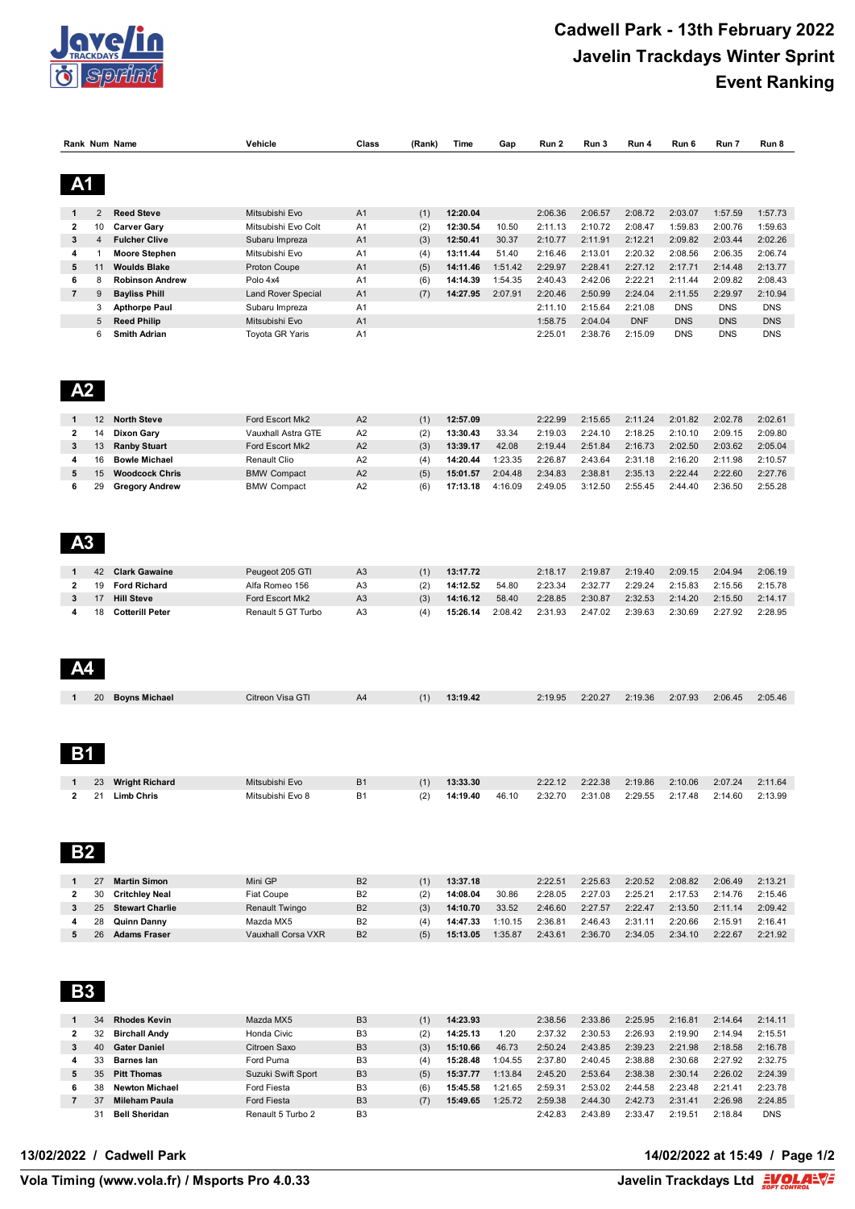# Cadwell Park - 13th February 2022
# Javelin Trackdays Winter Sprint
# Event Ranking

## A1

| Rank | Num | Name | Vehicle | Class | (Rank) | Time | Gap | Run 2 | Run 3 | Run 4 | Run 6 | Run 7 | Run 8 |
|---|---|---|---|---|---|---|---|---|---|---|---|---|---|
| 1 | 2 | **Reed Steve** | Mitsubishi Evo | A1 | (1) | **12:20.04** | | 2:06.36 | 2:06.57 | 2:08.72 | 2:03.07 | 1:57.59 | 1:57.73 |
| 2 | 10 | **Carver Gary** | Mitsubishi Evo Colt | A1 | (2) | **12:30.54** | 10.50 | 2:11.13 | 2:10.72 | 2:08.47 | 1:59.83 | 2:00.76 | 1:59.63 |
| 3 | 4 | **Fulcher Clive** | Subaru Impreza | A1 | (3) | **12:50.41** | 30.37 | 2:10.77 | 2:11.91 | 2:12.21 | 2:09.82 | 2:03.44 | 2:02.26 |
| 4 | 1 | **Moore Stephen** | Mitsubishi Evo | A1 | (4) | **13:11.44** | 51.40 | 2:16.46 | 2:13.01 | 2:20.32 | 2:08.56 | 2:06.35 | 2:06.74 |
| 5 | 11 | **Woulds Blake** | Proton Coupe | A1 | (5) | **14:11.46** | 1:51.42 | 2:29.97 | 2:28.41 | 2:27.12 | 2:17.71 | 2:14.48 | 2:13.77 |
| 6 | 8 | **Robinson Andrew** | Polo 4x4 | A1 | (6) | **14:14.39** | 1:54.35 | 2:40.43 | 2:42.06 | 2:22.21 | 2:11.44 | 2:09.82 | 2:08.43 |
| 7 | 9 | **Bayliss Phill** | Land Rover Special | A1 | (7) | **14:27.95** | 2:07.91 | 2:20.46 | 2:50.99 | 2:24.04 | 2:11.55 | 2:29.97 | 2:10.94 |
| | 3 | **Apthorpe Paul** | Subaru Impreza | A1 | | | | 2:11.10 | 2:15.64 | 2:21.08 | DNS | DNS | DNS |
| | 5 | **Reed Philip** | Mitsubishi Evo | A1 | | | | 1:58.75 | 2:04.04 | DNF | DNS | DNS | DNS |
| | 6 | **Smith Adrian** | Toyota GR Yaris | A1 | | | | 2:25.01 | 2:38.76 | 2:15.09 | DNS | DNS | DNS |

## A2

| Rank | Num | Name | Vehicle | Class | (Rank) | Time | Gap | Run 2 | Run 3 | Run 4 | Run 6 | Run 7 | Run 8 |
|---|---|---|---|---|---|---|---|---|---|---|---|---|---|
| 1 | 12 | **North Steve** | Ford Escort Mk2 | A2 | (1) | **12:57.09** | | 2:22.99 | 2:15.65 | 2:11.24 | 2:01.82 | 2:02.78 | 2:02.61 |
| 2 | 14 | **Dixon Gary** | Vauxhall Astra GTE | A2 | (2) | **13:30.43** | 33.34 | 2:19.03 | 2:24.10 | 2:18.25 | 2:10.10 | 2:09.15 | 2:09.80 |
| 3 | 13 | **Ranby Stuart** | Ford Escort Mk2 | A2 | (3) | **13:39.17** | 42.08 | 2:19.44 | 2:51.84 | 2:16.73 | 2:02.50 | 2:03.62 | 2:05.04 |
| 4 | 16 | **Bowle Michael** | Renault Clio | A2 | (4) | **14:20.44** | 1:23.35 | 2:26.87 | 2:43.64 | 2:31.18 | 2:16.20 | 2:11.98 | 2:10.57 |
| 5 | 15 | **Woodcock Chris** | BMW Compact | A2 | (5) | **15:01.57** | 2:04.48 | 2:34.83 | 2:38.81 | 2:35.13 | 2:22.44 | 2:22.60 | 2:27.76 |
| 6 | 29 | **Gregory Andrew** | BMW Compact | A2 | (6) | **17:13.18** | 4:16.09 | 2:49.05 | 3:12.50 | 2:55.45 | 2:44.40 | 2:36.50 | 2:55.28 |

## A3

| Rank | Num | Name | Vehicle | Class | (Rank) | Time | Gap | Run 2 | Run 3 | Run 4 | Run 6 | Run 7 | Run 8 |
|---|---|---|---|---|---|---|---|---|---|---|---|---|---|
| 1 | 42 | **Clark Gawaine** | Peugeot 205 GTI | A3 | (1) | **13:17.72** | | 2:18.17 | 2:19.87 | 2:19.40 | 2:09.15 | 2:04.94 | 2:06.19 |
| 2 | 19 | **Ford Richard** | Alfa Romeo 156 | A3 | (2) | **14:12.52** | 54.80 | 2:23.34 | 2:32.77 | 2:29.24 | 2:15.83 | 2:15.56 | 2:15.78 |
| 3 | 17 | **Hill Steve** | Ford Escort Mk2 | A3 | (3) | **14:16.12** | 58.40 | 2:28.85 | 2:30.87 | 2:32.53 | 2:14.20 | 2:15.50 | 2:14.17 |
| 4 | 18 | **Cotterill Peter** | Renault 5 GT Turbo | A3 | (4) | **15:26.14** | 2:08.42 | 2:31.93 | 2:47.02 | 2:39.63 | 2:30.69 | 2:27.92 | 2:28.95 |

## A4

| Rank | Num | Name | Vehicle | Class | (Rank) | Time | Gap | Run 2 | Run 3 | Run 4 | Run 6 | Run 7 | Run 8 |
|---|---|---|---|---|---|---|---|---|---|---|---|---|---|
| 1 | 20 | **Boyns Michael** | Citroen Visa GTI | A4 | (1) | **13:19.42** | | 2:19.95 | 2:20.27 | 2:19.36 | 2:07.93 | 2:06.45 | 2:05.46 |

## B1

| Rank | Num | Name | Vehicle | Class | (Rank) | Time | Gap | Run 2 | Run 3 | Run 4 | Run 6 | Run 7 | Run 8 |
|---|---|---|---|---|---|---|---|---|---|---|---|---|---|
| 1 | 23 | **Wright Richard** | Mitsubishi Evo | B1 | (1) | **13:33.30** | | 2:22.12 | 2:22.38 | 2:19.86 | 2:10.06 | 2:07.24 | 2:11.64 |
| 2 | 21 | **Limb Chris** | Mitsubishi Evo 8 | B1 | (2) | **14:19.40** | 46.10 | 2:32.70 | 2:31.08 | 2:29.55 | 2:17.48 | 2:14.60 | 2:13.99 |

## B2

| Rank | Num | Name | Vehicle | Class | (Rank) | Time | Gap | Run 2 | Run 3 | Run 4 | Run 6 | Run 7 | Run 8 |
|---|---|---|---|---|---|---|---|---|---|---|---|---|---|
| 1 | 27 | **Martin Simon** | Mini GP | B2 | (1) | **13:37.18** | | 2:22.51 | 2:25.63 | 2:20.52 | 2:08.82 | 2:06.49 | 2:13.21 |
| 2 | 30 | **Critchley Neal** | Fiat Coupe | B2 | (2) | **14:08.04** | 30.86 | 2:28.05 | 2:27.03 | 2:25.21 | 2:17.53 | 2:14.76 | 2:15.46 |
| 3 | 25 | **Stewart Charlie** | Renault Twingo | B2 | (3) | **14:10.70** | 33.52 | 2:46.60 | 2:27.57 | 2:22.47 | 2:13.50 | 2:11.14 | 2:09.42 |
| 4 | 28 | **Quinn Danny** | Mazda MX5 | B2 | (4) | **14:47.33** | 1:10.15 | 2:36.81 | 2:46.43 | 2:31.11 | 2:20.66 | 2:15.91 | 2:16.41 |
| 5 | 26 | **Adams Fraser** | Vauxhall Corsa VXR | B2 | (5) | **15:13.05** | 1:35.87 | 2:43.61 | 2:36.70 | 2:34.05 | 2:34.10 | 2:22.67 | 2:21.92 |

## B3

| Rank | Num | Name | Vehicle | Class | (Rank) | Time | Gap | Run 2 | Run 3 | Run 4 | Run 6 | Run 7 | Run 8 |
|---|---|---|---|---|---|---|---|---|---|---|---|---|---|
| 1 | 34 | **Rhodes Kevin** | Mazda MX5 | B3 | (1) | **14:23.93** | | 2:38.56 | 2:33.86 | 2:25.95 | 2:16.81 | 2:14.64 | 2:14.11 |
| 2 | 32 | **Birchall Andy** | Honda Civic | B3 | (2) | **14:25.13** | 1.20 | 2:37.32 | 2:30.53 | 2:26.93 | 2:19.90 | 2:14.94 | 2:15.51 |
| 3 | 40 | **Gater Daniel** | Citroen Saxo | B3 | (3) | **15:10.66** | 46.73 | 2:50.24 | 2:43.85 | 2:39.23 | 2:21.98 | 2:18.58 | 2:16.78 |
| 4 | 33 | **Barnes Ian** | Ford Puma | B3 | (4) | **15:28.48** | 1:04.55 | 2:37.80 | 2:40.45 | 2:38.88 | 2:30.68 | 2:27.92 | 2:32.75 |
| 5 | 35 | **Pitt Thomas** | Suzuki Swift Sport | B3 | (5) | **15:37.77** | 1:13.84 | 2:45.20 | 2:53.64 | 2:38.38 | 2:30.14 | 2:26.02 | 2:24.39 |
| 6 | 38 | **Newton Michael** | Ford Fiesta | B3 | (6) | **15:45.58** | 1:21.65 | 2:59.31 | 2:53.02 | 2:44.58 | 2:23.48 | 2:21.41 | 2:23.78 |
| 7 | 37 | **Mileham Paula** | Ford Fiesta | B3 | (7) | **15:49.65** | 1:25.72 | 2:59.38 | 2:44.30 | 2:42.73 | 2:31.41 | 2:26.98 | 2:24.85 |
| | 31 | **Bell Sheridan** | Renault 5 Turbo 2 | B3 | | | | 2:42.83 | 2:43.89 | 2:33.47 | 2:19.51 | 2:18.84 | DNS |

**13/02/2022 / Cadwell Park** — **14/02/2022 at 15:49**

**Vola Timing (www.vola.fr) / Msports Pro 4.0.33** — **Javelin Trackdays Ltd**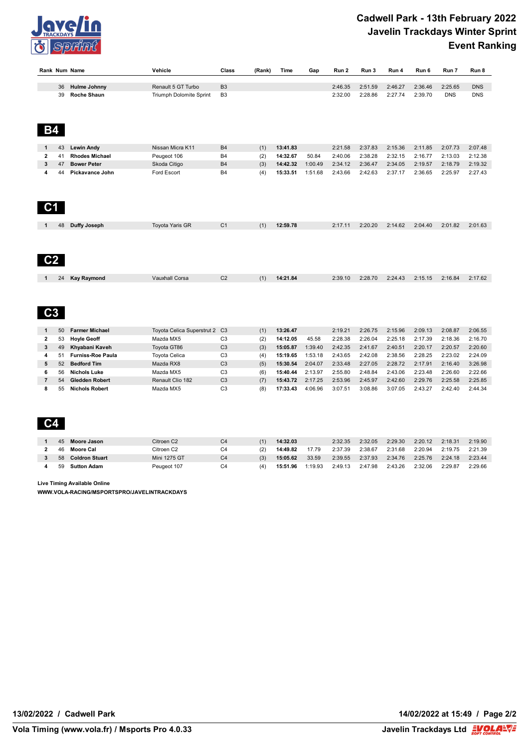# Cadwell Park - 13th February 2022
# Javelin Trackdays Winter Sprint
# Event Ranking

| Rank | Num | Name | Vehicle | Class | (Rank) | Time | Gap | Run 2 | Run 3 | Run 4 | Run 6 | Run 7 | Run 8 |
|---|---|---|---|---|---|---|---|---|---|---|---|---|---|
| | 36 | **Hulme Johnny** | Renault 5 GT Turbo | B3 | | | | 2:46.35 | 2:51.59 | 2:46.27 | 2:36.46 | 2:25.65 | DNS |
| | 39 | **Roche Shaun** | Triumph Dolomite Sprint | B3 | | | | 2:32.00 | 2:28.86 | 2:27.74 | 2:39.70 | DNS | DNS |

## B4

| Rank | Num | Name | Vehicle | Class | (Rank) | Time | Gap | Run 2 | Run 3 | Run 4 | Run 6 | Run 7 | Run 8 |
|---|---|---|---|---|---|---|---|---|---|---|---|---|---|
| 1 | 43 | **Lewin Andy** | Nissan Micra K11 | B4 | (1) | **13:41.83** | | 2:21.58 | 2:37.83 | 2:15.36 | 2:11.85 | 2:07.73 | 2:07.48 |
| 2 | 41 | **Rhodes Michael** | Peugeot 106 | B4 | (2) | **14:32.67** | 50.84 | 2:40.06 | 2:38.28 | 2:32.15 | 2:16.77 | 2:13.03 | 2:12.38 |
| 3 | 47 | **Bower Peter** | Skoda Citigo | B4 | (3) | **14:42.32** | 1:00.49 | 2:34.12 | 2:36.47 | 2:34.05 | 2:19.57 | 2:18.79 | 2:19.32 |
| 4 | 44 | **Pickavance John** | Ford Escort | B4 | (4) | **15:33.51** | 1:51.68 | 2:43.66 | 2:42.63 | 2:37.17 | 2:36.65 | 2:25.97 | 2:27.43 |

## C1

| Rank | Num | Name | Vehicle | Class | (Rank) | Time | Gap | Run 2 | Run 3 | Run 4 | Run 6 | Run 7 | Run 8 |
|---|---|---|---|---|---|---|---|---|---|---|---|---|---|
| 1 | 48 | **Duffy Joseph** | Toyota Yaris GR | C1 | (1) | **12:59.78** | | 2:17.11 | 2:20.20 | 2:14.62 | 2:04.40 | 2:01.82 | 2:01.63 |

## C2

| Rank | Num | Name | Vehicle | Class | (Rank) | Time | Gap | Run 2 | Run 3 | Run 4 | Run 6 | Run 7 | Run 8 |
|---|---|---|---|---|---|---|---|---|---|---|---|---|---|
| 1 | 24 | **Kay Raymond** | Vauxhall Corsa | C2 | (1) | **14:21.84** | | 2:39.10 | 2:28.70 | 2:24.43 | 2:15.15 | 2:16.84 | 2:17.62 |

## C3

| Rank | Num | Name | Vehicle | Class | (Rank) | Time | Gap | Run 2 | Run 3 | Run 4 | Run 6 | Run 7 | Run 8 |
|---|---|---|---|---|---|---|---|---|---|---|---|---|---|
| 1 | 50 | **Farmer Michael** | Toyota Celica Superstrut 2 | C3 | (1) | **13:26.47** | | 2:19.21 | 2:26.75 | 2:15.96 | 2:09.13 | 2:08.87 | 2:06.55 |
| 2 | 53 | **Hoyle Geoff** | Mazda MX5 | C3 | (2) | **14:12.05** | 45.58 | 2:28.38 | 2:26.04 | 2:25.18 | 2:17.39 | 2:18.36 | 2:16.70 |
| 3 | 49 | **Khyabani Kaveh** | Toyota GT86 | C3 | (3) | **15:05.87** | 1:39.40 | 2:42.35 | 2:41.67 | 2:40.51 | 2:20.17 | 2:20.57 | 2:20.60 |
| 4 | 51 | **Furniss-Roe Paula** | Toyota Celica | C3 | (4) | **15:19.65** | 1:53.18 | 2:43.65 | 2:42.08 | 2:38.56 | 2:28.25 | 2:23.02 | 2:24.09 |
| 5 | 52 | **Bedford Tim** | Mazda RX8 | C3 | (5) | **15:30.54** | 2:04.07 | 2:33.48 | 2:27.05 | 2:28.72 | 2:17.91 | 2:16.40 | 3:26.98 |
| 6 | 56 | **Nichols Luke** | Mazda MX5 | C3 | (6) | **15:40.44** | 2:13.97 | 2:55.80 | 2:48.84 | 2:43.06 | 2:23.48 | 2:26.60 | 2:22.66 |
| 7 | 54 | **Gledden Robert** | Renault Clio 182 | C3 | (7) | **15:43.72** | 2:17.25 | 2:53.96 | 2:45.97 | 2:42.60 | 2:29.76 | 2:25.58 | 2:25.85 |
| 8 | 55 | **Nichols Robert** | Mazda MX5 | C3 | (8) | **17:33.43** | 4:06.96 | 3:07.51 | 3:08.86 | 3:07.05 | 2:43.27 | 2:42.40 | 2:44.34 |

## C4

| Rank | Num | Name | Vehicle | Class | (Rank) | Time | Gap | Run 2 | Run 3 | Run 4 | Run 6 | Run 7 | Run 8 |
|---|---|---|---|---|---|---|---|---|---|---|---|---|---|
| 1 | 45 | **Moore Jason** | Citroen C2 | C4 | (1) | **14:32.03** | | 2:32.35 | 2:32.05 | 2:29.30 | 2:20.12 | 2:18.31 | 2:19.90 |
| 2 | 46 | **Moore Cal** | Citroen C2 | C4 | (2) | **14:49.82** | 17.79 | 2:37.39 | 2:38.67 | 2:31.68 | 2:20.94 | 2:19.75 | 2:21.39 |
| 3 | 58 | **Coldron Stuart** | Mini 1275 GT | C4 | (3) | **15:05.62** | 33.59 | 2:39.55 | 2:37.93 | 2:34.76 | 2:25.76 | 2:24.18 | 2:23.44 |
| 4 | 59 | **Sutton Adam** | Peugeot 107 | C4 | (4) | **15:51.96** | 1:19.93 | 2:49.13 | 2:47.98 | 2:43.26 | 2:32.06 | 2:29.87 | 2:29.66 |

**Live Timing Available Online**
**WWW.VOLA-RACING/MSPORTSPRO/JAVELINTRACKDAYS**

**13/02/2022 / Cadwell Park** — **14/02/2022 at 15:49**

**Vola Timing (www.vola.fr) / Msports Pro 4.0.33** — **Javelin Trackdays Ltd**